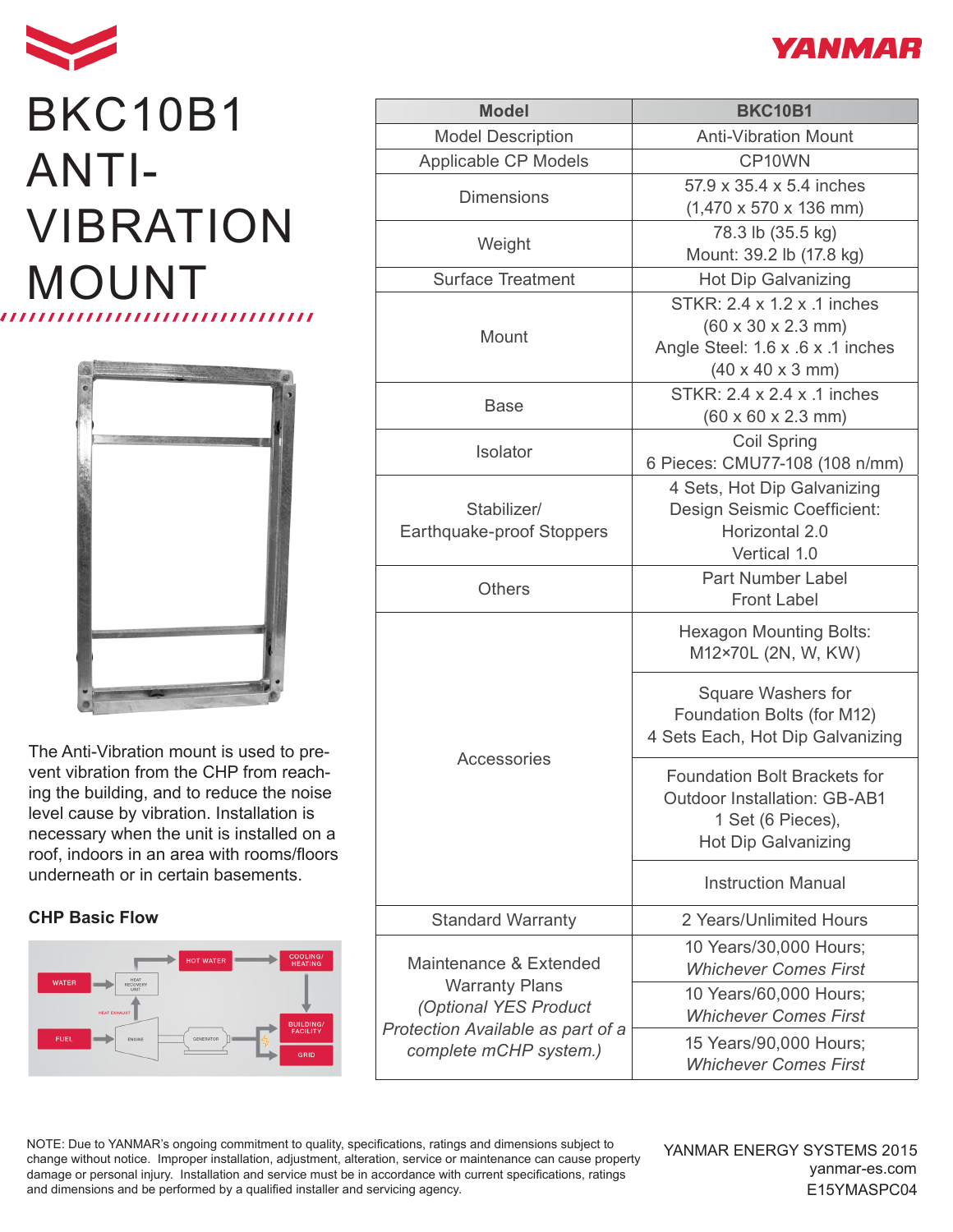# BKC10B1 ANTI-VIBRATION MOUNT

The Anti-Vibration mount is used to prevent vibration from the CHP from reaching the building, and to reduce the noise level cause by vibration. Installation is necessary when the unit is installed on a roof, indoors in an area with rooms/floors underneath or in certain basements.

**CHP Basic Flow**

| Model | BKC10B1 |
|---|---|
| Model Description | Anti-Vibration Mount |
| Applicable CP Models | CP10WN |
| Dimensions | 57.9 x 35.4 x 5.4 inches (1,470 x 570 x 136 mm) |
| Weight | 78.3 lb (35.5 kg) Mount: 39.2 lb (17.8 kg) |
| Surface Treatment | Hot Dip Galvanizing |
| Mount | STKR: 2.4 x 1.2 x .1 inches (60 x 30 x 2.3 mm) Angle Steel: 1.6 x .6 x .1 inches (40 x 40 x 3 mm) |
| Base | STKR: 2.4 x 2.4 x .1 inches (60 x 60 x 2.3 mm) |
| Isolator | Coil Spring 6 Pieces: CMU77-108 (108 n/mm) |
| Stabilizer/ Earthquake-proof Stoppers | 4 Sets, Hot Dip Galvanizing Design Seismic Coefficient: Horizontal 2.0 Vertical 1.0 |
| Others | Part Number Label Front Label |
| Accessories | Hexagon Mounting Bolts: M12×70L (2N, W, KW) |
| | Square Washers for Foundation Bolts (for M12) 4 Sets Each, Hot Dip Galvanizing |
| | Foundation Bolt Brackets for Outdoor Installation: GB-AB1 1 Set (6 Pieces), Hot Dip Galvanizing |
| | Instruction Manual |
| Standard Warranty | 2 Years/Unlimited Hours |
| Maintenance & Extended Warranty Plans *(Optional YES Product Protection Available as part of a complete mCHP system.)* | 10 Years/30,000 Hours; *Whichever Comes First* |
| | 10 Years/60,000 Hours; *Whichever Comes First* |
| | 15 Years/90,000 Hours; *Whichever Comes First* |

NOTE: Due to YANMAR's ongoing commitment to quality, specifications, ratings and dimensions subject to change without notice. Improper installation, adjustment, alteration, service or maintenance can cause property damage or personal injury. Installation and service must be in accordance with current specifications, ratings and dimensions and be performed by a qualified installer and servicing agency.

YANMAR ENERGY SYSTEMS 2015
yanmar-es.com
E15YMASPC04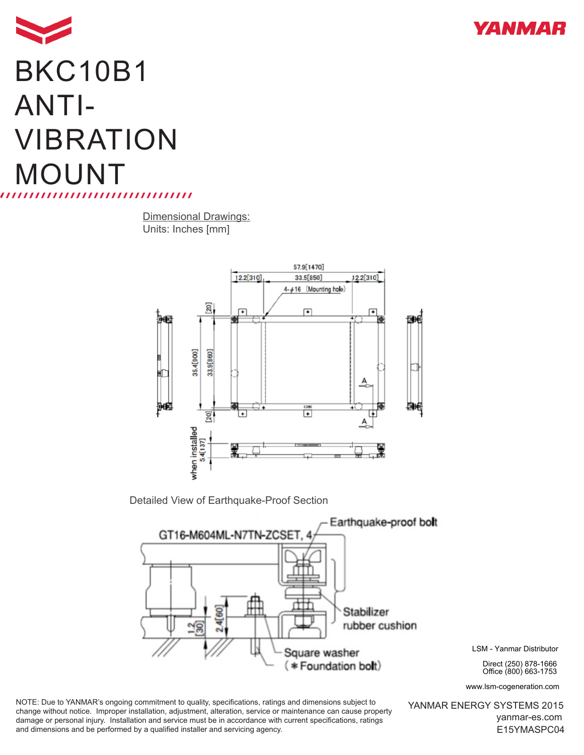# BKC10B1 ANTI-VIBRATION MOUNT

Dimensional Drawings:
Units: Inches [mm]

57.9[1470]
12.2[310]
33.5[850]
12.2[310]
4-ϕ16 (Mounting hole)
[20]
35.4[900]
33.9[860]
[20]
A
A
when installed
5.4[137]

Detailed View of Earthquake-Proof Section

GT16-M604ML-N7TN-ZCSET, 4
Earthquake-proof bolt
Stabilizer rubber cushion
1.2 [30]
2.4[60]
Square washer
(＊Foundation bolt)

LSM - Yanmar Distributor

Direct (250) 878-1666
Office (800) 663-1753

www.lsm-cogeneration.com

NOTE: Due to YANMAR's ongoing commitment to quality, specifications, ratings and dimensions subject to change without notice. Improper installation, adjustment, alteration, service or maintenance can cause property damage or personal injury. Installation and service must be in accordance with current specifications, ratings and dimensions and be performed by a qualified installer and servicing agency.

YANMAR ENERGY SYSTEMS 2015
yanmar-es.com
E15YMASPC04